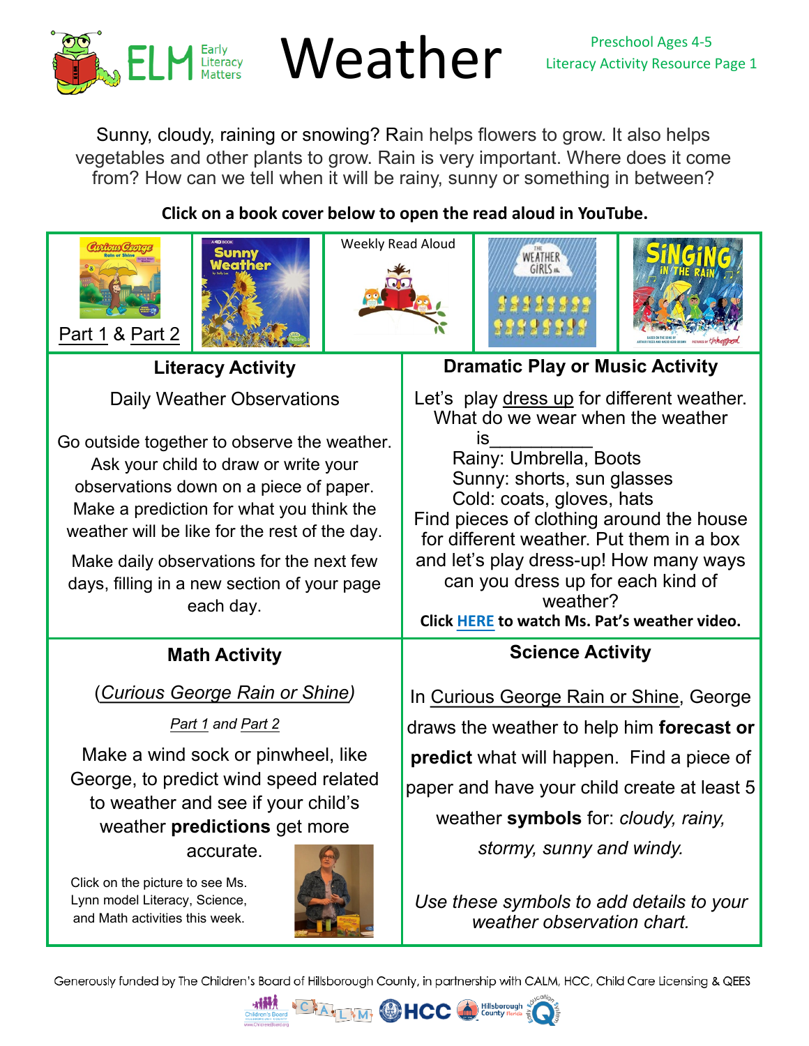# Weather

Preschool Ages 4-5
Literacy Activity Resource Page 1

Sunny, cloudy, raining or snowing? Rain helps flowers to grow. It also helps vegetables and other plants to grow. Rain is very important. Where does it come from? How can we tell when it will be rainy, sunny or something in between?

**Click on a book cover below to open the read aloud in YouTube.**

Part 1 & Part 2

Weekly Read Aloud

## Literacy Activity

Daily Weather Observations

Go outside together to observe the weather. Ask your child to draw or write your observations down on a piece of paper. Make a prediction for what you think the weather will be like for the rest of the day.

Make daily observations for the next few days, filling in a new section of your page each day.

## Dramatic Play or Music Activity

Let's play dress up for different weather. What do we wear when the weather is__________

Rainy: Umbrella, Boots
Sunny: shorts, sun glasses
Cold: coats, gloves, hats

Find pieces of clothing around the house for different weather. Put them in a box and let's play dress-up! How many ways can you dress up for each kind of weather?

**Click HERE to watch Ms. Pat's weather video.**

## Math Activity

(*Curious George Rain or Shine*)

*Part 1 and Part 2*

Make a wind sock or pinwheel, like George, to predict wind speed related to weather and see if your child's weather **predictions** get more accurate.

Click on the picture to see Ms. Lynn model Literacy, Science, and Math activities this week.

## Science Activity

In Curious George Rain or Shine, George draws the weather to help him **forecast or predict** what will happen. Find a piece of paper and have your child create at least 5 weather **symbols** for: *cloudy, rainy, stormy, sunny and windy.*

*Use these symbols to add details to your weather observation chart.*

Generously funded by The Children's Board of Hillsborough County, in partnership with CALM, HCC, Child Care Licensing & QEES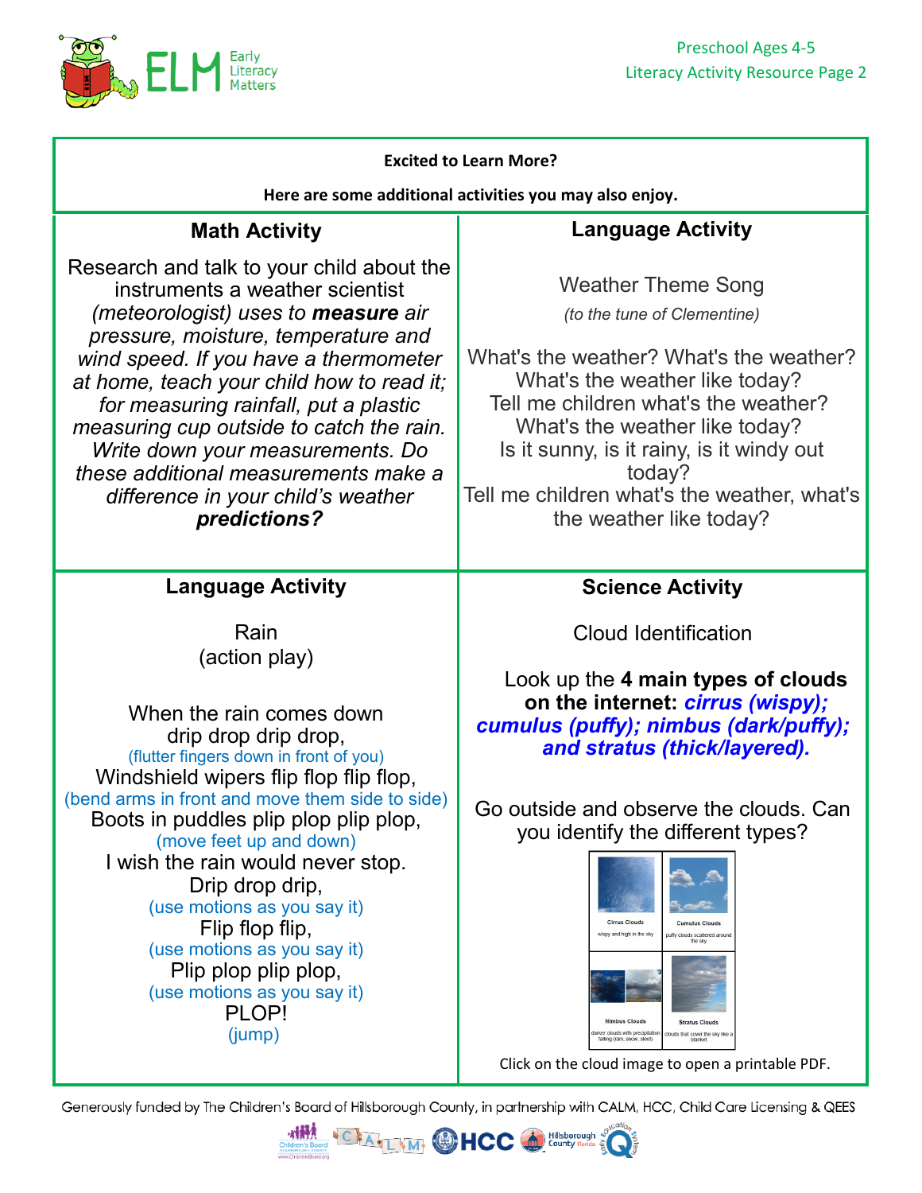**Excited to Learn More?**

**Here are some additional activities you may also enjoy.**

## Math Activity

Research and talk to your child about the instruments a weather scientist *(meteorologist) uses to **measure** air pressure, moisture, temperature and wind speed. If you have a thermometer at home, teach your child how to read it; for measuring rainfall, put a plastic measuring cup outside to catch the rain. Write down your measurements. Do these additional measurements make a difference in your child's weather **predictions?***

## Language Activity

Weather Theme Song

*(to the tune of Clementine)*

What's the weather? What's the weather?
What's the weather like today?
Tell me children what's the weather?
What's the weather like today?
Is it sunny, is it rainy, is it windy out today?
Tell me children what's the weather, what's the weather like today?

## Language Activity

Rain
(action play)

When the rain comes down
drip drop drip drop,
(flutter fingers down in front of you)
Windshield wipers flip flop flip flop,
(bend arms in front and move them side to side)
Boots in puddles plip plop plip plop,
(move feet up and down)
I wish the rain would never stop.
Drip drop drip,
(use motions as you say it)
Flip flop flip,
(use motions as you say it)
Plip plop plip plop,
(use motions as you say it)
PLOP!
(jump)

## Science Activity

Cloud Identification

Look up the **4 main types of clouds on the internet:** ***cirrus (wispy); cumulus (puffy); nimbus (dark/puffy); and stratus (thick/layered).***

Go outside and observe the clouds. Can you identify the different types?

Cirrus Clouds
wispy and high in the sky

Cumulus Clouds
puffy clouds scattered around the sky

Nimbus Clouds
darker clouds with precipitation falling (rain, snow, sleet)

Stratus Clouds
clouds that cover the sky like a blanket

Click on the cloud image to open a printable PDF.

Generously funded by The Children's Board of Hillsborough County, in partnership with CALM, HCC, Child Care Licensing & QEES